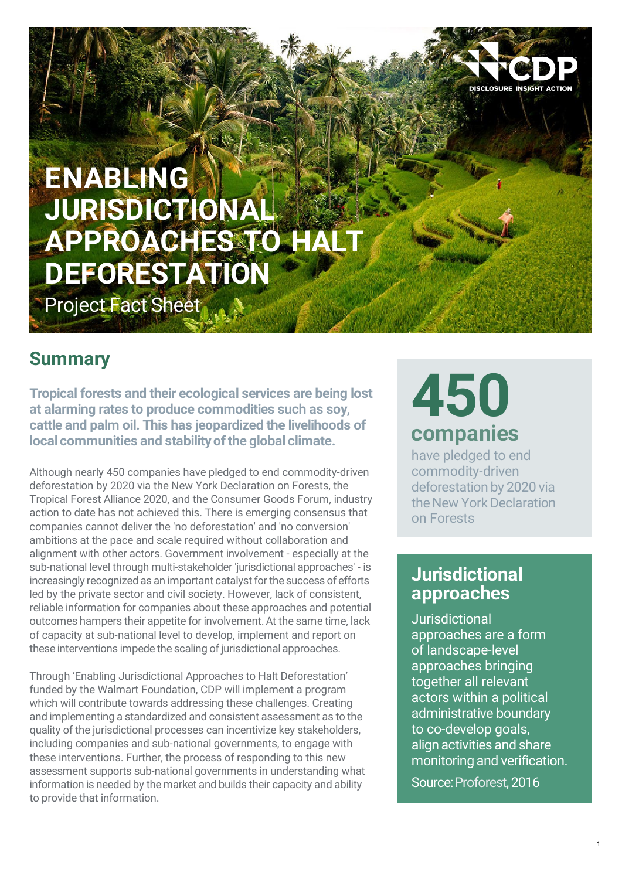# ENABLING JURISDICTIONAL APPROACHES TO HALT DEFORESTATION

Project Fact Sheet

## Summary

**Tropical forests and their ecological services are being lost at alarming rates to produce commodities such as soy, cattle and palm oil. This has jeopardized the livelihoods of local communities and stability of the global climate.**

Although nearly 450 companies have pledged to end commodity-driven deforestation by 2020 via the New York Declaration on Forests, the Tropical Forest Alliance 2020, and the Consumer Goods Forum, industry action to date has not achieved this. There is emerging consensus that companies cannot deliver the 'no deforestation' and 'no conversion' ambitions at the pace and scale required without collaboration and alignment with other actors. Government involvement - especially at the sub-national level through multi-stakeholder 'jurisdictional approaches' - is increasingly recognized as an important catalyst for the success of efforts led by the private sector and civil society. However, lack of consistent, reliable information for companies about these approaches and potential outcomes hampers their appetite for involvement. At the same time, lack of capacity at sub-national level to develop, implement and report on these interventions impede the scaling of jurisdictional approaches.

Through 'Enabling Jurisdictional Approaches to Halt Deforestation' funded by the Walmart Foundation, CDP will implement a program which will contribute towards addressing these challenges. Creating and implementing a standardized and consistent assessment as to the quality of the jurisdictional processes can incentivize key stakeholders, including companies and sub-national governments, to engage with these interventions. Further, the process of responding to this new assessment supports sub-national governments in understanding what information is needed by the market and builds their capacity and ability to provide that information.

**450 companies**

have pledged to end commodity-driven deforestation by 2020 via the New York Declaration on Forests

### Jurisdictional approaches

Jurisdictional approaches are a form of landscape-level approaches bringing together all relevant actors within a political administrative boundary to co-develop goals, align activities and share monitoring and verification.

Source: Proforest, 2016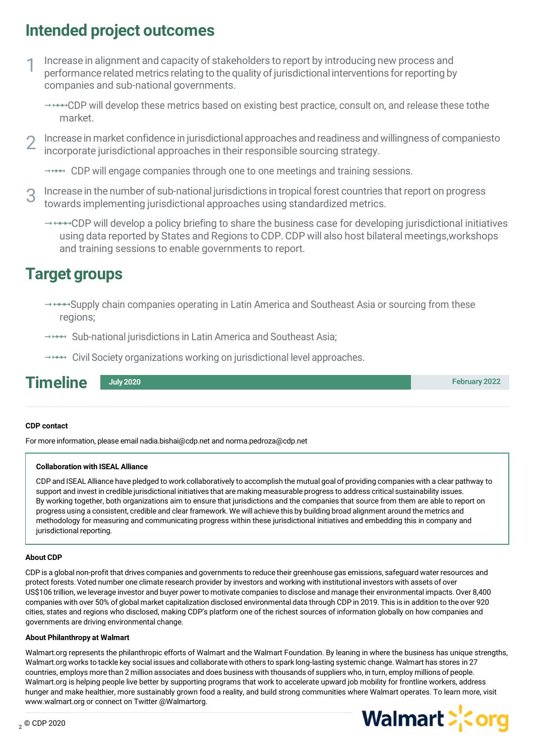## Intended project outcomes

1. Increase in alignment and capacity of stakeholders to report by introducing new process and performance related metrics relating to the quality of jurisdictional interventions for reporting by companies and sub-national governments.
   - CDP will develop these metrics based on existing best practice, consult on, and release these tothe market.
2. Increase in market confidence in jurisdictional approaches and readiness and willingness of companiesto incorporate jurisdictional approaches in their responsible sourcing strategy.
   - CDP will engage companies through one to one meetings and training sessions.
3. Increase in the number of sub-national jurisdictions in tropical forest countries that report on progress towards implementing jurisdictional approaches using standardized metrics.
   - CDP will develop a policy briefing to share the business case for developing jurisdictional initiatives using data reported by States and Regions to CDP. CDP will also host bilateral meetings,workshops and training sessions to enable governments to report.

## Target groups

- Supply chain companies operating in Latin America and Southeast Asia or sourcing from these regions;
- Sub-national jurisdictions in Latin America and Southeast Asia;
- Civil Society organizations working on jurisdictional level approaches.

## Timeline

July 2020 – February 2022

**CDP contact**

For more information, please email nadia.bishai@cdp.net and norma.pedroza@cdp.net

**Collaboration with ISEAL Alliance**

CDP and ISEAL Alliance have pledged to work collaboratively to accomplish the mutual goal of providing companies with a clear pathway to support and invest in credible jurisdictional initiatives that are making measurable progress to address critical sustainability issues. By working together, both organizations aim to ensure that jurisdictions and the companies that source from them are able to report on progress using a consistent, credible and clear framework. We will achieve this by building broad alignment around the metrics and methodology for measuring and communicating progress within these jurisdictional initiatives and embedding this in company and jurisdictional reporting.

**About CDP**

CDP is a global non-profit that drives companies and governments to reduce their greenhouse gas emissions, safeguard water resources and protect forests. Voted number one climate research provider by investors and working with institutional investors with assets of over US$106 trillion, we leverage investor and buyer power to motivate companies to disclose and manage their environmental impacts. Over 8,400 companies with over 50% of global market capitalization disclosed environmental data through CDP in 2019. This is in addition to the over 920 cities, states and regions who disclosed, making CDP's platform one of the richest sources of information globally on how companies and governments are driving environmental change.

**About Philanthropy at Walmart**

Walmart.org represents the philanthropic efforts of Walmart and the Walmart Foundation. By leaning in where the business has unique strengths, Walmart.org works to tackle key social issues and collaborate with others to spark long-lasting systemic change. Walmart has stores in 27 countries, employs more than 2 million associates and does business with thousands of suppliers who, in turn, employ millions of people. Walmart.org is helping people live better by supporting programs that work to accelerate upward job mobility for frontline workers, address hunger and make healthier, more sustainably grown food a reality, and build strong communities where Walmart operates. To learn more, visit www.walmart.org or connect on Twitter @Walmartorg.

© CDP 2020

Walmart.org